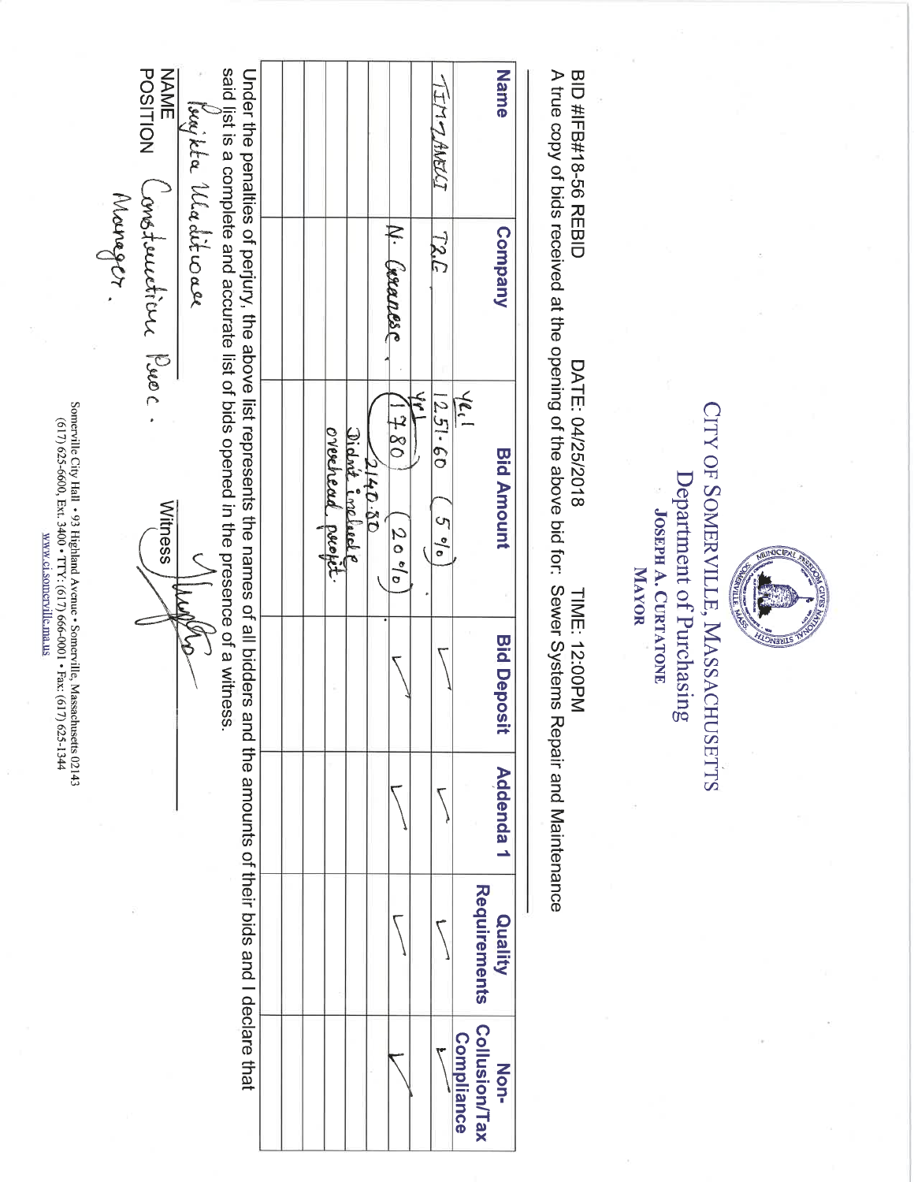# CITY OF SOMERVILLE, MASSACHUSETTS

## Department of Purchasing

**JOSEPH A. CURTATONE**
**MAYOR**

BID #IFB#18-56 REBID DATE: 04/25/2018 TIME: 12:00PM

A true copy of bids received at the opening of the above bid for: Sewer Systems Repair and Maintenance

| Name | Company | Bid Amount | Bid Deposit | Addenda 1 | Quality Requirements | Non-Collusion/Tax Compliance |
|---|---|---|---|---|---|---|
| TIM ZANELLI | T&E | Yr.1 1251.60 (5%) | ✓ | ✓ | ✓ | ✓ |
| | N. Granese | Yr1 1780 (20%) 2140.80 Didn't include overhead profit. | ✓ | ✓ | ✓ | ✓ |
| | | | | | | |
| | | | | | | |
| | | | | | | |
| | | | | | | |
| | | | | | | |

Under the penalties of perjury, the above list represents the names of all bidders and the amounts of their bids and I declare that said list is a complete and accurate list of bids opened in the presence of a witness.

NAME Angela Waditwaa

POSITION Construction Proc. Manager.

Witness [signature]

Somerville City Hall • 93 Highland Avenue • Somerville, Massachusetts 02143
(617) 625-6600, Ext. 3400 • TTY: (617) 666-0001 • Fax: (617) 625-1344
www.ci.somerville.ma.us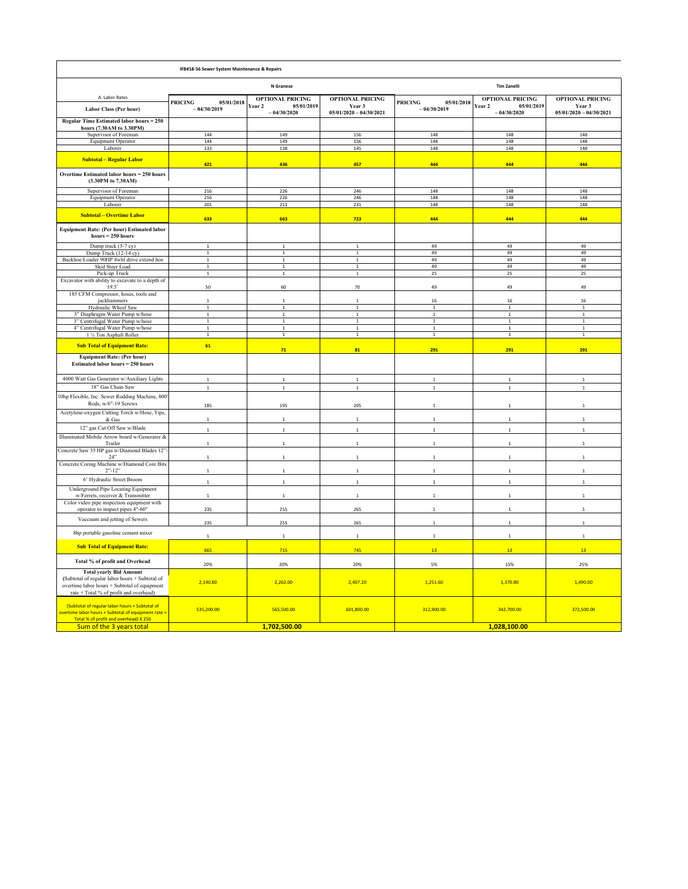IFB#18-56 Sewer System Maintenance & Repairs

| A. Labor Rates | N Granese | | | Tim Zanelli | | |
|---|---|---|---|---|---|---|
| Labor Class (Per hour) | PRICING 05/01/2018 – 04/30/2019 | OPTIONAL PRICING Year 2 05/01/2019 – 04/30/2020 | OPTIONAL PRICING Year 3 05/01/2020 – 04/30/2021 | PRICING 05/01/2018 – 04/30/2019 | OPTIONAL PRICING Year 2 05/01/2019 – 04/30/2020 | OPTIONAL PRICING Year 3 05/01/2020 – 04/30/2021 |
| **Regular Time Estimated labor hours = 250 hours (7.30AM to 3.30PM)** | | | | | | |
| Supervisor of Foreman | 144 | 149 | 156 | 148 | 148 | 148 |
| Equipment Operator | 144 | 149 | 156 | 148 | 148 | 148 |
| Laborer | 133 | 138 | 145 | 148 | 148 | 148 |
| **Subtotal – Regular Labor** | 421 | 436 | 457 | 444 | 444 | 444 |
| **Overtime Estimated labor hours = 250 hours (3.30PM to 7.30AM)** | | | | | | |
| Supervisor of Foreman | 216 | 226 | 246 | 148 | 148 | 148 |
| Equipment Operator | 216 | 226 | 246 | 148 | 148 | 148 |
| Laborer | 201 | 211 | 231 | 148 | 148 | 148 |
| **Subtotal – Overtime Labor** | 633 | 663 | 723 | 444 | 444 | 444 |
| **Equipment Rate: (Per hour) Estimated labor hours = 250 hours** | | | | | | |
| Dump truck (5-7 cy) | 1 | 1 | 1 | 49 | 49 | 49 |
| Dump Truck (12-14 cy) | 1 | 1 | 1 | 49 | 49 | 49 |
| Backhoe/Loader 90HP 4whl drive extend hoe | 1 | 1 | 1 | 49 | 49 | 49 |
| Skid Steer Load | 1 | 1 | 1 | 49 | 49 | 49 |
| Pick-up Truck | 1 | 1 | 1 | 25 | 25 | 25 |
| Excavator with ability to excavate to a depth of 19.5' | 50 | 60 | 70 | 49 | 49 | 49 |
| 185 CFM Compressor, hoses, tools and jackhammers | 1 | 1 | 1 | 16 | 16 | 16 |
| Hydraulic Wheel Saw | 1 | 1 | 1 | 1 | 1 | 1 |
| 3" Diaphragm Water Pump w/hose | 1 | 1 | 1 | 1 | 1 | 1 |
| 3" Centrifugal Water Pump w/hose | 1 | 1 | 1 | 1 | 1 | 1 |
| 4" Centrifugal Water Pump w/hose | 1 | 1 | 1 | 1 | 1 | 1 |
| 1 ½ Ton Asphalt Roller | 1 | 1 | 1 | 1 | 1 | 1 |
| **Sub Total of Equipment Rate:** | 61 | 71 | 81 | 291 | 291 | 291 |
| **Equipment Rate: (Per hour) Estimated labor hours = 250 hours** | | | | | | |
| 4000 Watt Gas Generator w/Auxiliary Lights | 1 | 1 | 1 | 1 | 1 | 1 |
| 18" Gas Chain Saw | 1 | 1 | 1 | 1 | 1 | 1 |
| 10hp Flexible, Inc. Sewer Rodding Machine, 800' Rods, w/6"-19 Screws | 185 | 195 | 205 | 1 | 1 | 1 |
| Acetylene-oxygen Cutting Torch w/Hose, Tips, & Gas | 1 | 1 | 1 | 1 | 1 | 1 |
| 12" gas Cut Off Saw w/Blade | 1 | 1 | 1 | 1 | 1 | 1 |
| Illuminated Mobile Arrow board w/Generator & Trailer | 1 | 1 | 1 | 1 | 1 | 1 |
| Concrete Saw 35 HP gas w/Diamond Blades 12"-24" | 1 | 1 | 1 | 1 | 1 | 1 |
| Concrete Coring Machine w/Diamond Core Bits 2"-12" | 1 | 1 | 1 | 1 | 1 | 1 |
| 6' Hydraulic Street Broom | 1 | 1 | 1 | 1 | 1 | 1 |
| Underground Pipe Locating Equipment w/Ferrets, receiver & Transmitter | 1 | 1 | 1 | 1 | 1 | 1 |
| Color video pipe inspection equipment with operator to inspect pipes 4"-60" | 235 | 255 | 265 | 1 | 1 | 1 |
| Vaccuum and jetting of Sewers | 235 | 255 | 265 | 1 | 1 | 1 |
| 8hp portable gasoline cement mixer | 1 | 1 | 1 | 1 | 1 | 1 |
| **Sub Total of Equipment Rate:** | 665 | 715 | 745 | 13 | 13 | 13 |
| **Total % of profit and Overhead** | 20% | 20% | 20% | 5% | 15% | 25% |
| **Total yearly Bid Amount (Subtotal of regular labor hours + Subtotal of overtime labor hours + Subtotal of equipment rate + Total % of profit and overhead)** | 2,140.80 | 2,262.00 | 2,407.20 | 1,251.60 | 1,370.80 | 1,490.00 |
| (Subtotal of regular labor hours + Subtotal of overtime labor hours + Subtotal of equipment rate + Total % of profit and overhead) X 250 | 535,200.00 | 565,500.00 | 601,800.00 | 312,900.00 | 342,700.00 | 372,500.00 |
| Sum of the 3 years total | | 1,702,500.00 | | | 1,028,100.00 | |